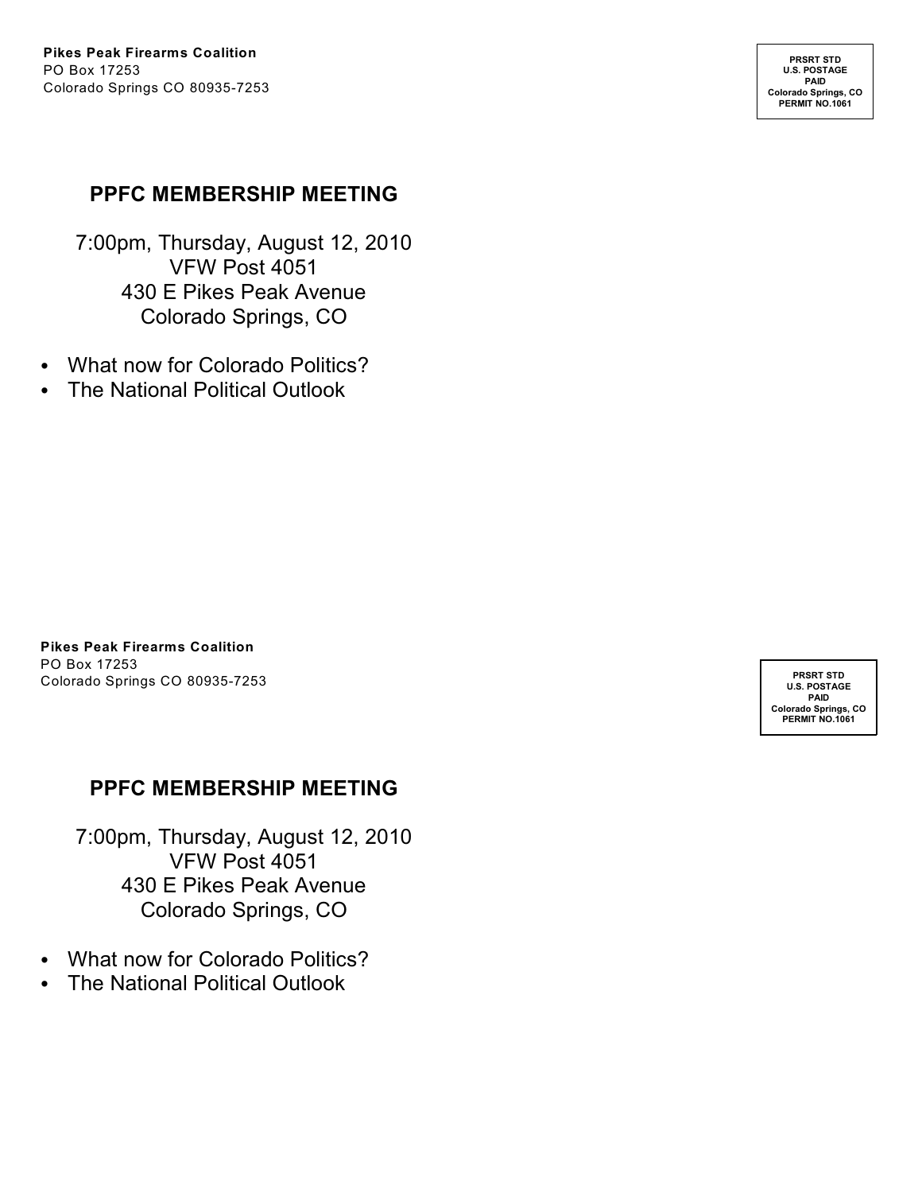**Pikes Peak Firearms Coalition**
PO Box 17253
Colorado Springs CO 80935-7253

PRSRT STD
U.S. POSTAGE
PAID
Colorado Springs, CO
PERMIT NO.1061

## PPFC MEMBERSHIP MEETING

7:00pm, Thursday, August 12, 2010
VFW Post 4051
430 E Pikes Peak Avenue
Colorado Springs, CO

- What now for Colorado Politics?
- The National Political Outlook

**Pikes Peak Firearms Coalition**
PO Box 17253
Colorado Springs CO 80935-7253

PRSRT STD
U.S. POSTAGE
PAID
Colorado Springs, CO
PERMIT NO.1061

## PPFC MEMBERSHIP MEETING

7:00pm, Thursday, August 12, 2010
VFW Post 4051
430 E Pikes Peak Avenue
Colorado Springs, CO

- What now for Colorado Politics?
- The National Political Outlook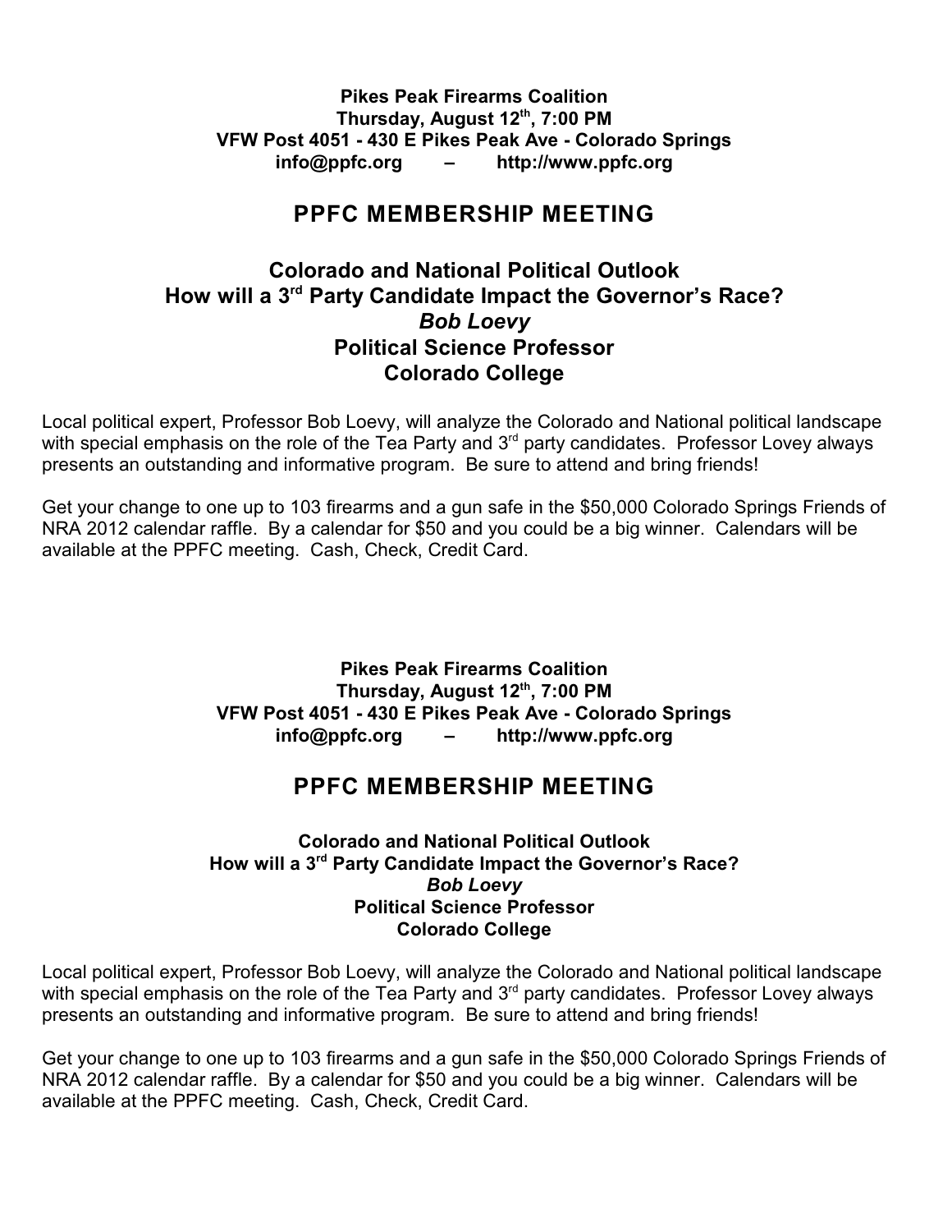**Pikes Peak Firearms Coalition**
**Thursday, August 12th, 7:00 PM**
**VFW Post 4051 - 430 E Pikes Peak Ave - Colorado Springs**
**info@ppfc.org – http://www.ppfc.org**

## PPFC MEMBERSHIP MEETING

### Colorado and National Political Outlook
### How will a 3rd Party Candidate Impact the Governor's Race?
### *Bob Loevy*
### Political Science Professor
### Colorado College

Local political expert, Professor Bob Loevy, will analyze the Colorado and National political landscape with special emphasis on the role of the Tea Party and 3rd party candidates. Professor Lovey always presents an outstanding and informative program. Be sure to attend and bring friends!

Get your change to one up to 103 firearms and a gun safe in the $50,000 Colorado Springs Friends of NRA 2012 calendar raffle. By a calendar for $50 and you could be a big winner. Calendars will be available at the PPFC meeting. Cash, Check, Credit Card.

**Pikes Peak Firearms Coalition**
**Thursday, August 12th, 7:00 PM**
**VFW Post 4051 - 430 E Pikes Peak Ave - Colorado Springs**
**info@ppfc.org – http://www.ppfc.org**

## PPFC MEMBERSHIP MEETING

**Colorado and National Political Outlook**
**How will a 3rd Party Candidate Impact the Governor's Race?**
***Bob Loevy***
**Political Science Professor**
**Colorado College**

Local political expert, Professor Bob Loevy, will analyze the Colorado and National political landscape with special emphasis on the role of the Tea Party and 3rd party candidates. Professor Lovey always presents an outstanding and informative program. Be sure to attend and bring friends!

Get your change to one up to 103 firearms and a gun safe in the $50,000 Colorado Springs Friends of NRA 2012 calendar raffle. By a calendar for $50 and you could be a big winner. Calendars will be available at the PPFC meeting. Cash, Check, Credit Card.